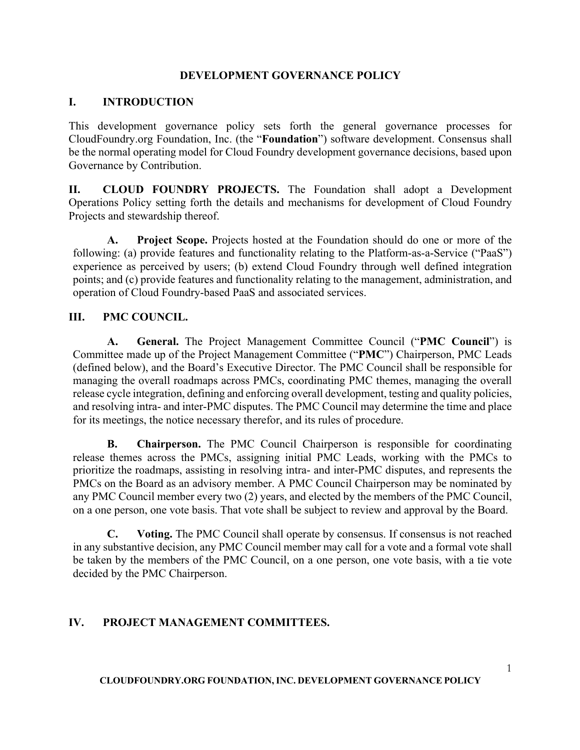# DEVELOPMENT GOVERNANCE POLICY

## I. INTRODUCTION

This development governance policy sets forth the general governance processes for CloudFoundry.org Foundation, Inc. (the "**Foundation**") software development. Consensus shall be the normal operating model for Cloud Foundry development governance decisions, based upon Governance by Contribution.

## II. CLOUD FOUNDRY PROJECTS.

The Foundation shall adopt a Development Operations Policy setting forth the details and mechanisms for development of Cloud Foundry Projects and stewardship thereof.

**A. Project Scope.** Projects hosted at the Foundation should do one or more of the following: (a) provide features and functionality relating to the Platform-as-a-Service ("PaaS") experience as perceived by users; (b) extend Cloud Foundry through well defined integration points; and (c) provide features and functionality relating to the management, administration, and operation of Cloud Foundry-based PaaS and associated services.

## III. PMC COUNCIL.

**A. General.** The Project Management Committee Council ("**PMC Council**") is Committee made up of the Project Management Committee ("**PMC**") Chairperson, PMC Leads (defined below), and the Board's Executive Director. The PMC Council shall be responsible for managing the overall roadmaps across PMCs, coordinating PMC themes, managing the overall release cycle integration, defining and enforcing overall development, testing and quality policies, and resolving intra- and inter-PMC disputes. The PMC Council may determine the time and place for its meetings, the notice necessary therefor, and its rules of procedure.

**B. Chairperson.** The PMC Council Chairperson is responsible for coordinating release themes across the PMCs, assigning initial PMC Leads, working with the PMCs to prioritize the roadmaps, assisting in resolving intra- and inter-PMC disputes, and represents the PMCs on the Board as an advisory member. A PMC Council Chairperson may be nominated by any PMC Council member every two (2) years, and elected by the members of the PMC Council, on a one person, one vote basis. That vote shall be subject to review and approval by the Board.

**C. Voting.** The PMC Council shall operate by consensus. If consensus is not reached in any substantive decision, any PMC Council member may call for a vote and a formal vote shall be taken by the members of the PMC Council, on a one person, one vote basis, with a tie vote decided by the PMC Chairperson.

## IV. PROJECT MANAGEMENT COMMITTEES.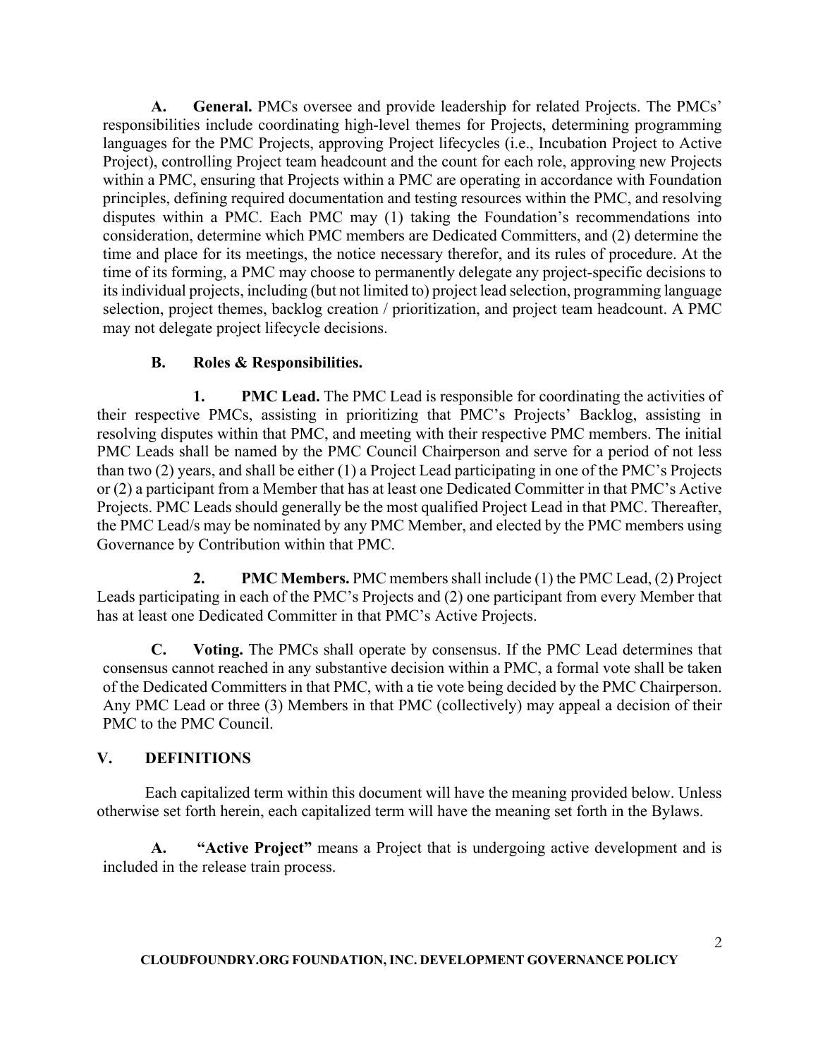**A. General.** PMCs oversee and provide leadership for related Projects. The PMCs' responsibilities include coordinating high-level themes for Projects, determining programming languages for the PMC Projects, approving Project lifecycles (i.e., Incubation Project to Active Project), controlling Project team headcount and the count for each role, approving new Projects within a PMC, ensuring that Projects within a PMC are operating in accordance with Foundation principles, defining required documentation and testing resources within the PMC, and resolving disputes within a PMC. Each PMC may (1) taking the Foundation's recommendations into consideration, determine which PMC members are Dedicated Committers, and (2) determine the time and place for its meetings, the notice necessary therefor, and its rules of procedure. At the time of its forming, a PMC may choose to permanently delegate any project-specific decisions to its individual projects, including (but not limited to) project lead selection, programming language selection, project themes, backlog creation / prioritization, and project team headcount. A PMC may not delegate project lifecycle decisions.

**B. Roles & Responsibilities.**

**1. PMC Lead.** The PMC Lead is responsible for coordinating the activities of their respective PMCs, assisting in prioritizing that PMC's Projects' Backlog, assisting in resolving disputes within that PMC, and meeting with their respective PMC members. The initial PMC Leads shall be named by the PMC Council Chairperson and serve for a period of not less than two (2) years, and shall be either (1) a Project Lead participating in one of the PMC's Projects or (2) a participant from a Member that has at least one Dedicated Committer in that PMC's Active Projects. PMC Leads should generally be the most qualified Project Lead in that PMC. Thereafter, the PMC Lead/s may be nominated by any PMC Member, and elected by the PMC members using Governance by Contribution within that PMC.

**2. PMC Members.** PMC members shall include (1) the PMC Lead, (2) Project Leads participating in each of the PMC's Projects and (2) one participant from every Member that has at least one Dedicated Committer in that PMC's Active Projects.

**C. Voting.** The PMCs shall operate by consensus. If the PMC Lead determines that consensus cannot reached in any substantive decision within a PMC, a formal vote shall be taken of the Dedicated Committers in that PMC, with a tie vote being decided by the PMC Chairperson. Any PMC Lead or three (3) Members in that PMC (collectively) may appeal a decision of their PMC to the PMC Council.

## V. DEFINITIONS

Each capitalized term within this document will have the meaning provided below. Unless otherwise set forth herein, each capitalized term will have the meaning set forth in the Bylaws.

**A. "Active Project"** means a Project that is undergoing active development and is included in the release train process.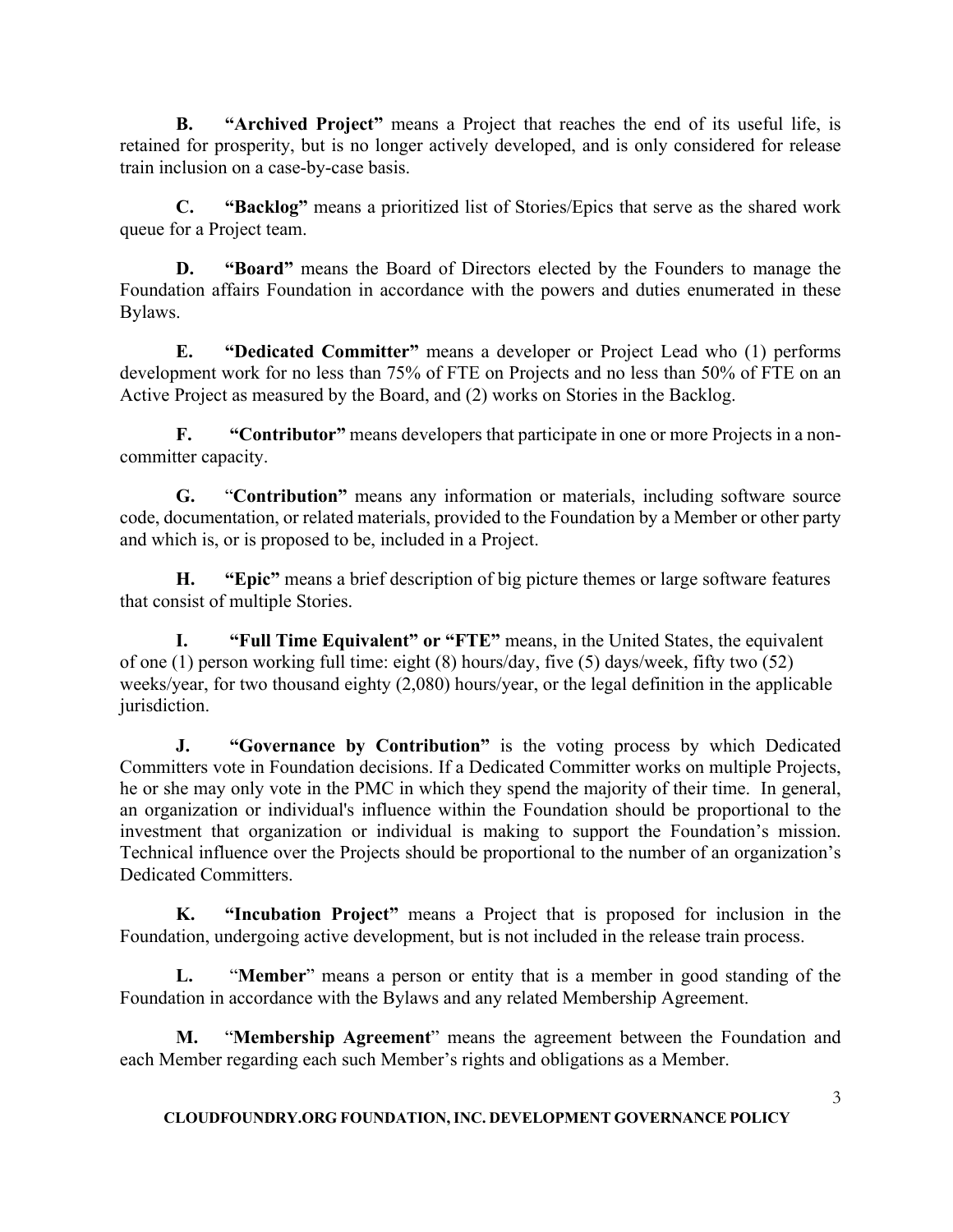**B.** **"Archived Project"** means a Project that reaches the end of its useful life, is retained for prosperity, but is no longer actively developed, and is only considered for release train inclusion on a case-by-case basis.

**C.** **"Backlog"** means a prioritized list of Stories/Epics that serve as the shared work queue for a Project team.

**D.** **"Board"** means the Board of Directors elected by the Founders to manage the Foundation affairs Foundation in accordance with the powers and duties enumerated in these Bylaws.

**E.** **"Dedicated Committer"** means a developer or Project Lead who (1) performs development work for no less than 75% of FTE on Projects and no less than 50% of FTE on an Active Project as measured by the Board, and (2) works on Stories in the Backlog.

**F.** **"Contributor"** means developers that participate in one or more Projects in a non-committer capacity.

**G.** "**Contribution"** means any information or materials, including software source code, documentation, or related materials, provided to the Foundation by a Member or other party and which is, or is proposed to be, included in a Project.

**H.** **"Epic"** means a brief description of big picture themes or large software features that consist of multiple Stories.

**I.** **"Full Time Equivalent" or "FTE"** means, in the United States, the equivalent of one (1) person working full time: eight (8) hours/day, five (5) days/week, fifty two (52) weeks/year, for two thousand eighty (2,080) hours/year, or the legal definition in the applicable jurisdiction.

**J.** **"Governance by Contribution"** is the voting process by which Dedicated Committers vote in Foundation decisions. If a Dedicated Committer works on multiple Projects, he or she may only vote in the PMC in which they spend the majority of their time. In general, an organization or individual's influence within the Foundation should be proportional to the investment that organization or individual is making to support the Foundation's mission. Technical influence over the Projects should be proportional to the number of an organization's Dedicated Committers.

**K.** **"Incubation Project"** means a Project that is proposed for inclusion in the Foundation, undergoing active development, but is not included in the release train process.

**L.** "**Member**" means a person or entity that is a member in good standing of the Foundation in accordance with the Bylaws and any related Membership Agreement.

**M.** "**Membership Agreement**" means the agreement between the Foundation and each Member regarding each such Member's rights and obligations as a Member.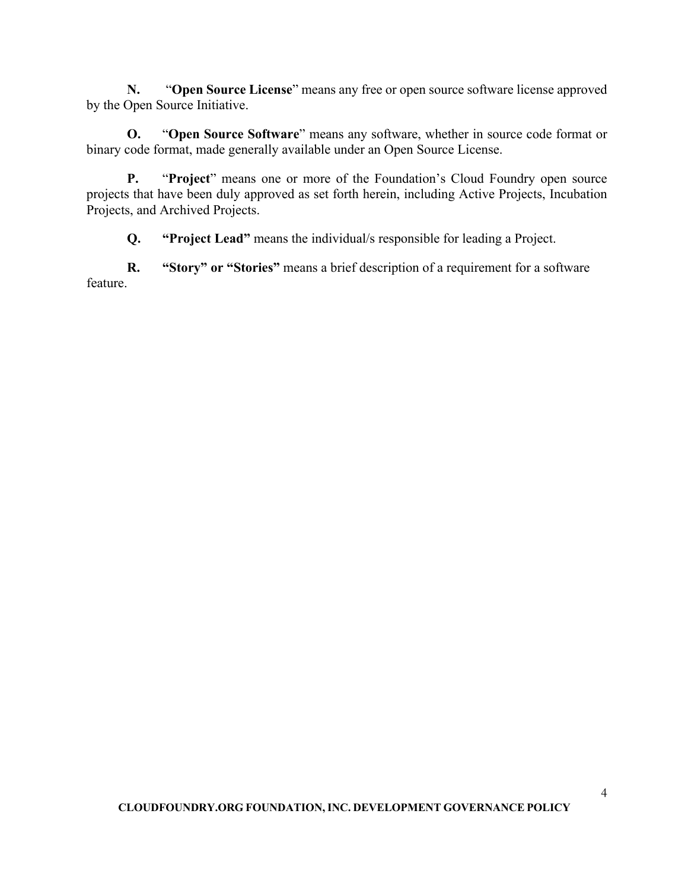**N.** "**Open Source License**" means any free or open source software license approved by the Open Source Initiative.

**O.** "**Open Source Software**" means any software, whether in source code format or binary code format, made generally available under an Open Source License.

**P.** "**Project**" means one or more of the Foundation's Cloud Foundry open source projects that have been duly approved as set forth herein, including Active Projects, Incubation Projects, and Archived Projects.

**Q.** **"Project Lead"** means the individual/s responsible for leading a Project.

**R.** **"Story" or "Stories"** means a brief description of a requirement for a software feature.